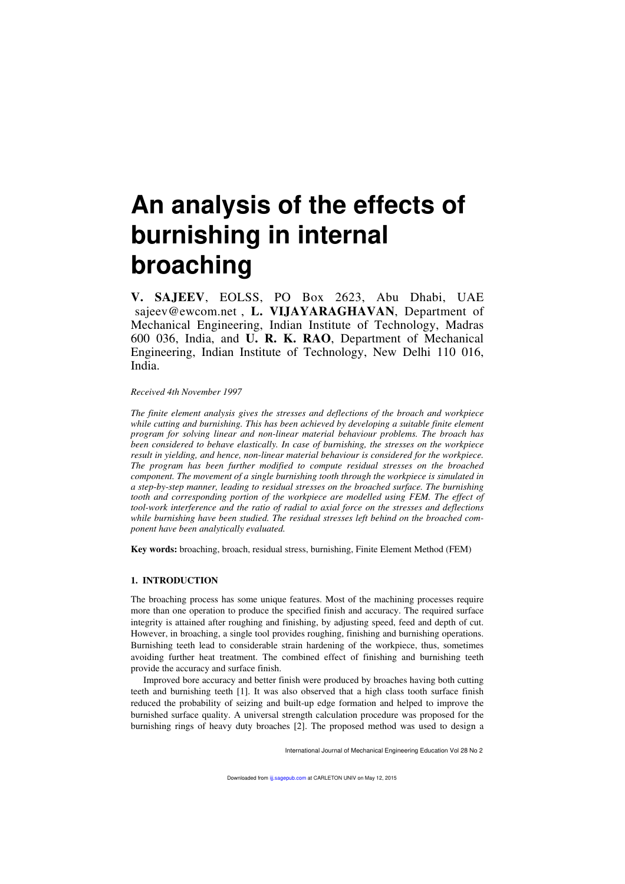# An analysis of the effects of burnishing in internal broaching

**V. SAJEEV**, EOLSS, PO Box 2623, Abu Dhabi, UAE sajeev@ewcom.net , **L. VIJAYARAGHAVAN**, Department of Mechanical Engineering, Indian Institute of Technology, Madras 600 036, India, and **U. R. K. RAO**, Department of Mechanical Engineering, Indian Institute of Technology, New Delhi 110 016, India.

*Received 4th November 1997*

*The finite element analysis gives the stresses and deflections of the broach and workpiece while cutting and burnishing. This has been achieved by developing a suitable finite element program for solving linear and non-linear material behaviour problems. The broach has been considered to behave elastically. In case of burnishing, the stresses on the workpiece result in yielding, and hence, non-linear material behaviour is considered for the workpiece. The program has been further modified to compute residual stresses on the broached component. The movement of a single burnishing tooth through the workpiece is simulated in a step-by-step manner, leading to residual stresses on the broached surface. The burnishing tooth and corresponding portion of the workpiece are modelled using FEM. The effect of tool-work interference and the ratio of radial to axial force on the stresses and deflections while burnishing have been studied. The residual stresses left behind on the broached component have been analytically evaluated.*

**Key words:** broaching, broach, residual stress, burnishing, Finite Element Method (FEM)

## 1. INTRODUCTION

The broaching process has some unique features. Most of the machining processes require more than one operation to produce the specified finish and accuracy. The required surface integrity is attained after roughing and finishing, by adjusting speed, feed and depth of cut. However, in broaching, a single tool provides roughing, finishing and burnishing operations. Burnishing teeth lead to considerable strain hardening of the workpiece, thus, sometimes avoiding further heat treatment. The combined effect of finishing and burnishing teeth provide the accuracy and surface finish.

Improved bore accuracy and better finish were produced by broaches having both cutting teeth and burnishing teeth [1]. It was also observed that a high class tooth surface finish reduced the probability of seizing and built-up edge formation and helped to improve the burnished surface quality. A universal strength calculation procedure was proposed for the burnishing rings of heavy duty broaches [2]. The proposed method was used to design a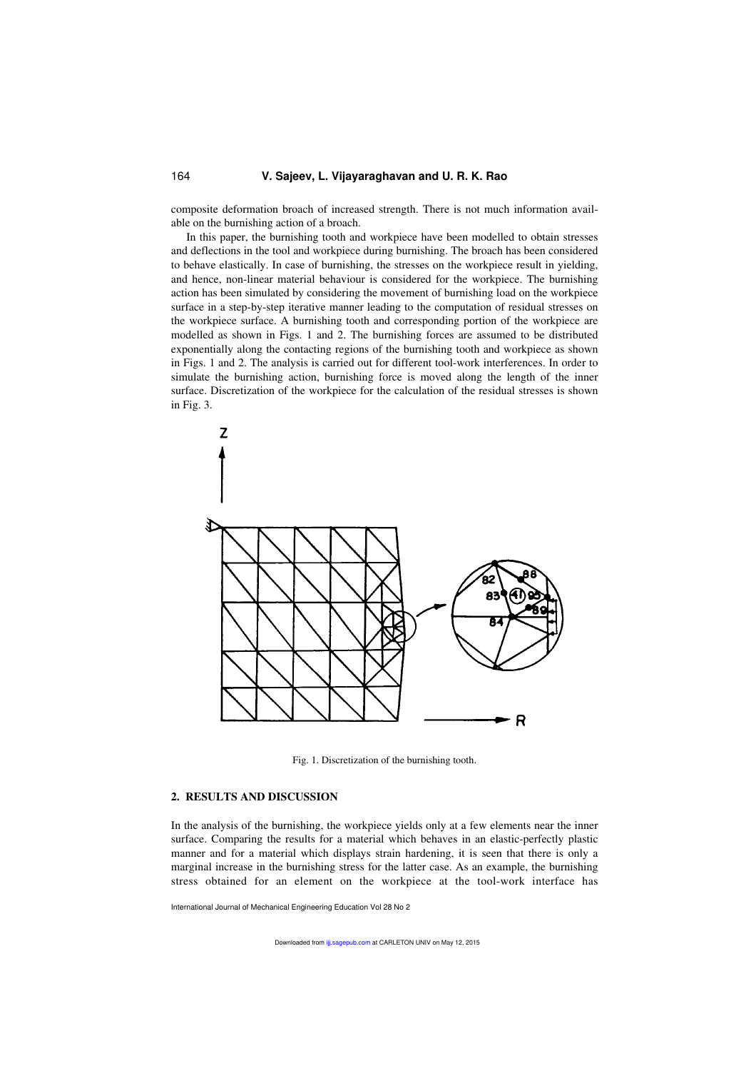composite deformation broach of increased strength. There is not much information available on the burnishing action of a broach.

In this paper, the burnishing tooth and workpiece have been modelled to obtain stresses and deflections in the tool and workpiece during burnishing. The broach has been considered to behave elastically. In case of burnishing, the stresses on the workpiece result in yielding, and hence, non-linear material behaviour is considered for the workpiece. The burnishing action has been simulated by considering the movement of burnishing load on the workpiece surface in a step-by-step iterative manner leading to the computation of residual stresses on the workpiece surface. A burnishing tooth and corresponding portion of the workpiece are modelled as shown in Figs. 1 and 2. The burnishing forces are assumed to be distributed exponentially along the contacting regions of the burnishing tooth and workpiece as shown in Figs. 1 and 2. The analysis is carried out for different tool-work interferences. In order to simulate the burnishing action, burnishing force is moved along the length of the inner surface. Discretization of the workpiece for the calculation of the residual stresses is shown in Fig. 3.

Fig. 1. Discretization of the burnishing tooth.

## 2. RESULTS AND DISCUSSION

In the analysis of the burnishing, the workpiece yields only at a few elements near the inner surface. Comparing the results for a material which behaves in an elastic-perfectly plastic manner and for a material which displays strain hardening, it is seen that there is only a marginal increase in the burnishing stress for the latter case. As an example, the burnishing stress obtained for an element on the workpiece at the tool-work interface has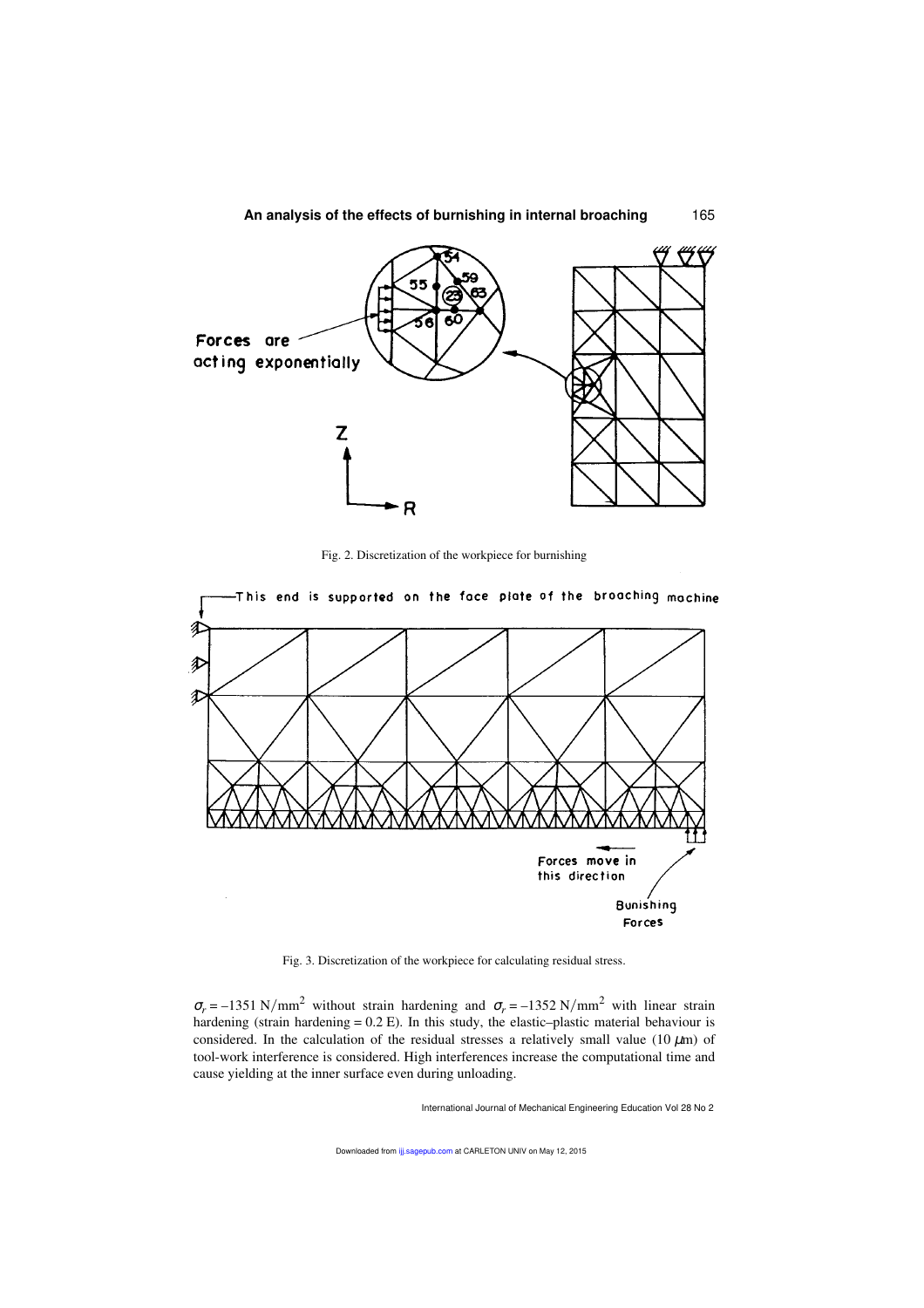Fig. 2. Discretization of the workpiece for burnishing

Fig. 3. Discretization of the workpiece for calculating residual stress.

$\sigma_r = -1351$ N/mm$^2$ without strain hardening and $\sigma_r = -1352$ N/mm$^2$ with linear strain hardening (strain hardening = 0.2 E). In this study, the elastic–plastic material behaviour is considered. In the calculation of the residual stresses a relatively small value (10 $\mu$m) of tool-work interference is considered. High interferences increase the computational time and cause yielding at the inner surface even during unloading.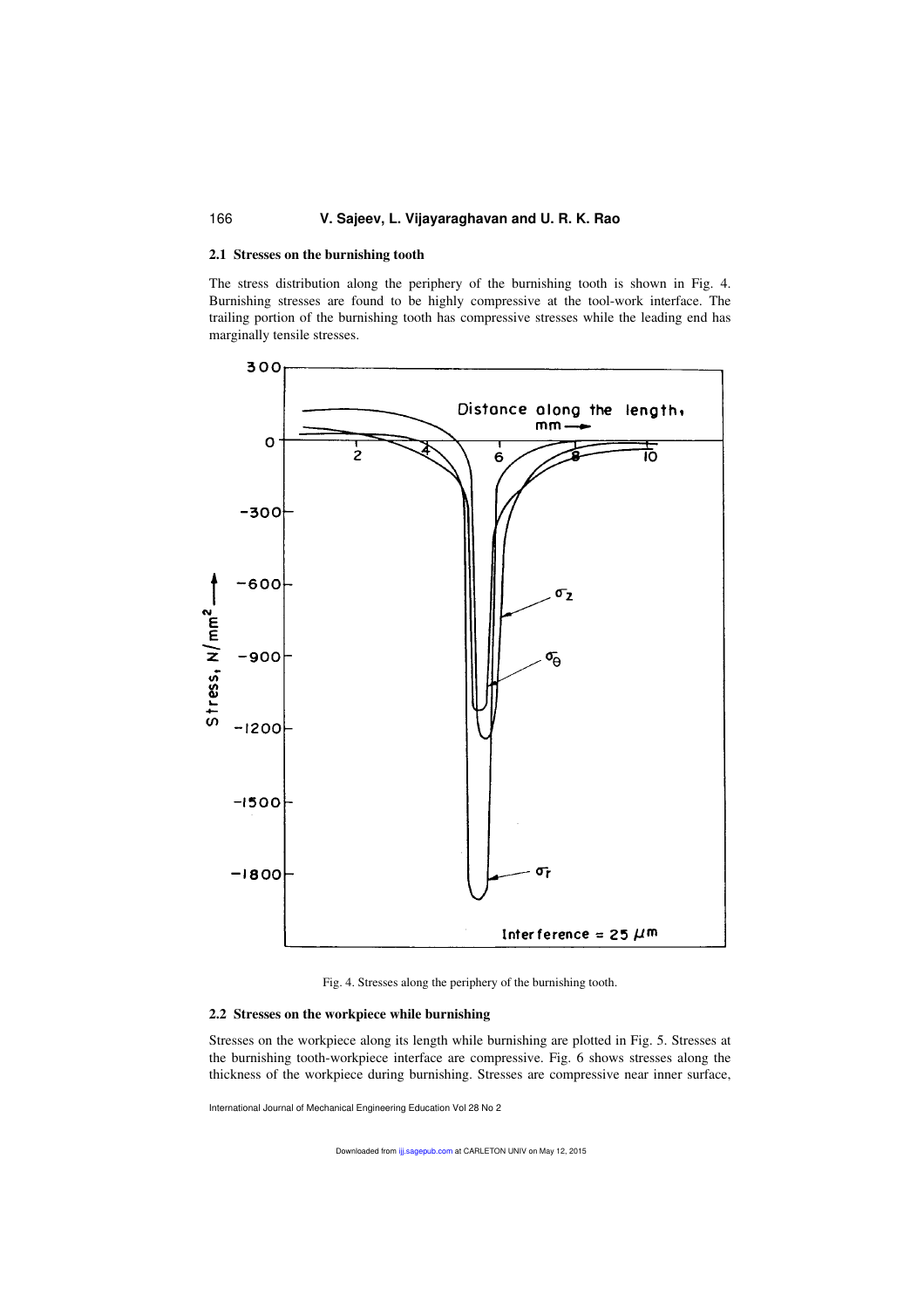### 2.1 Stresses on the burnishing tooth

The stress distribution along the periphery of the burnishing tooth is shown in Fig. 4. Burnishing stresses are found to be highly compressive at the tool-work interface. The trailing portion of the burnishing tooth has compressive stresses while the leading end has marginally tensile stresses.

Fig. 4. Stresses along the periphery of the burnishing tooth.

### 2.2 Stresses on the workpiece while burnishing

Stresses on the workpiece along its length while burnishing are plotted in Fig. 5. Stresses at the burnishing tooth-workpiece interface are compressive. Fig. 6 shows stresses along the thickness of the workpiece during burnishing. Stresses are compressive near inner surface,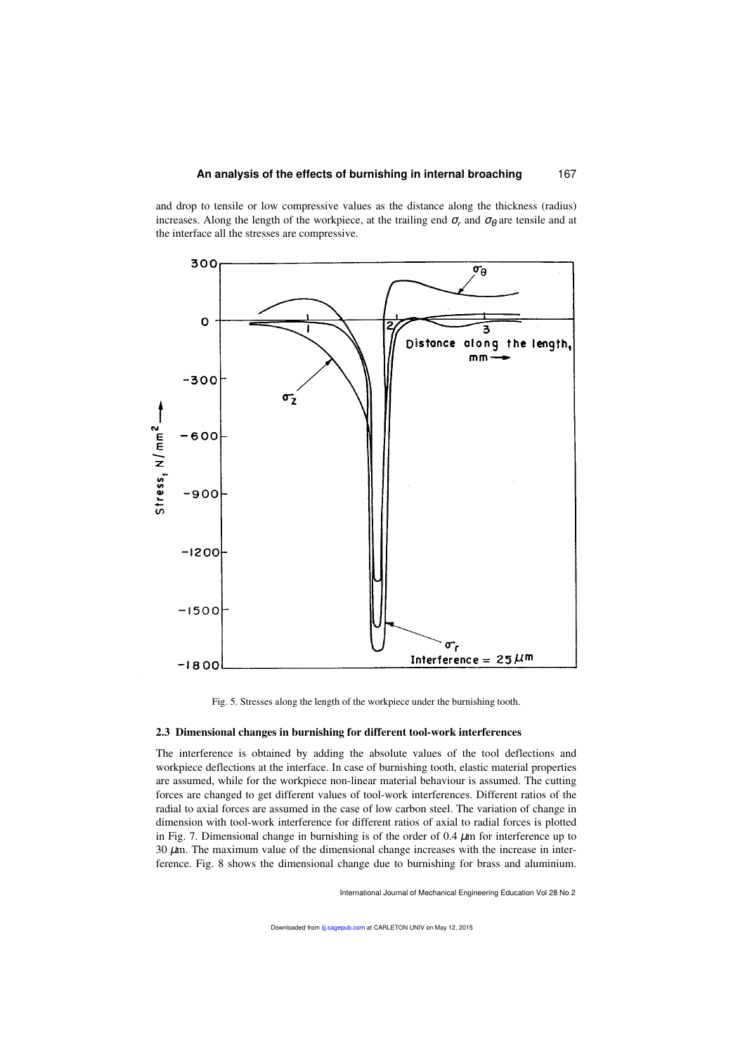and drop to tensile or low compressive values as the distance along the thickness (radius) increases. Along the length of the workpiece, at the trailing end $\sigma_r$ and $\sigma_\theta$ are tensile and at the interface all the stresses are compressive.

Fig. 5. Stresses along the length of the workpiece under the burnishing tooth.

### 2.3 Dimensional changes in burnishing for different tool-work interferences

The interference is obtained by adding the absolute values of the tool deflections and workpiece deflections at the interface. In case of burnishing tooth, elastic material properties are assumed, while for the workpiece non-linear material behaviour is assumed. The cutting forces are changed to get different values of tool-work interferences. Different ratios of the radial to axial forces are assumed in the case of low carbon steel. The variation of change in dimension with tool-work interference for different ratios of axial to radial forces is plotted in Fig. 7. Dimensional change in burnishing is of the order of 0.4 $\mu$m for interference up to 30 $\mu$m. The maximum value of the dimensional change increases with the increase in interference. Fig. 8 shows the dimensional change due to burnishing for brass and aluminium.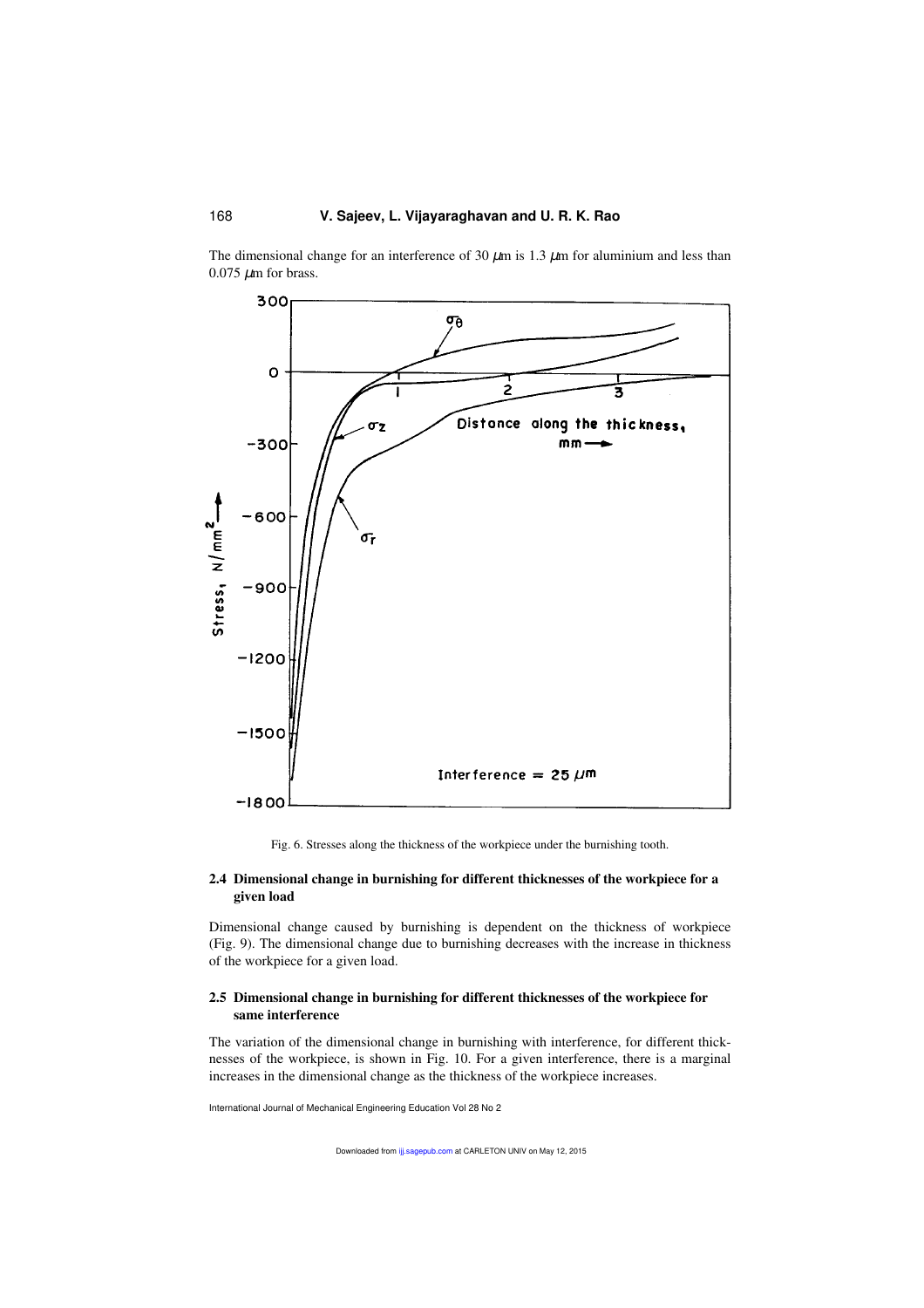The dimensional change for an interference of 30 μm is 1.3 μm for aluminium and less than 0.075 μm for brass.

Fig. 6. Stresses along the thickness of the workpiece under the burnishing tooth.

### 2.4 Dimensional change in burnishing for different thicknesses of the workpiece for a given load

Dimensional change caused by burnishing is dependent on the thickness of workpiece (Fig. 9). The dimensional change due to burnishing decreases with the increase in thickness of the workpiece for a given load.

### 2.5 Dimensional change in burnishing for different thicknesses of the workpiece for same interference

The variation of the dimensional change in burnishing with interference, for different thicknesses of the workpiece, is shown in Fig. 10. For a given interference, there is a marginal increases in the dimensional change as the thickness of the workpiece increases.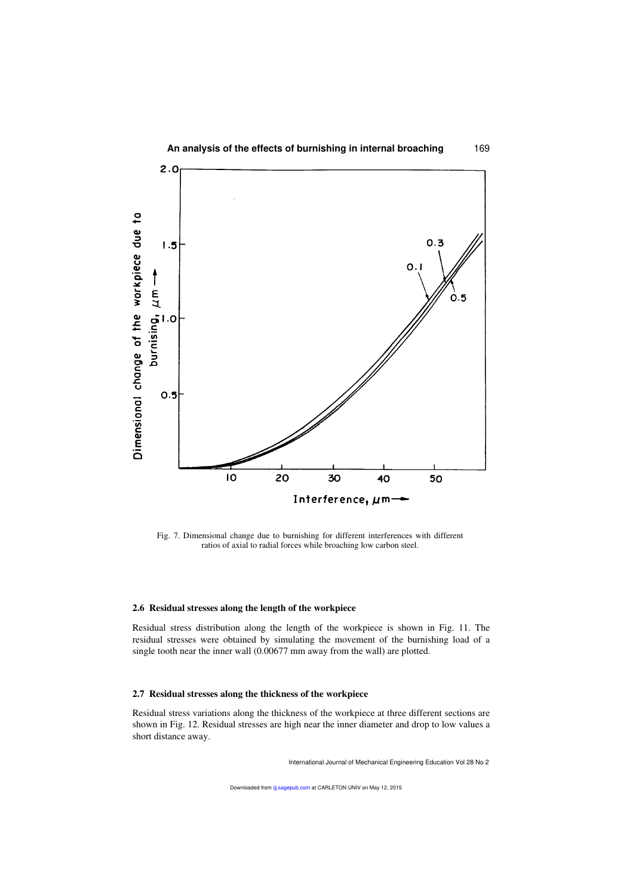Fig. 7. Dimensional change due to burnishing for different interferences with different ratios of axial to radial forces while broaching low carbon steel.

### 2.6 Residual stresses along the length of the workpiece

Residual stress distribution along the length of the workpiece is shown in Fig. 11. The residual stresses were obtained by simulating the movement of the burnishing load of a single tooth near the inner wall (0.00677 mm away from the wall) are plotted.

### 2.7 Residual stresses along the thickness of the workpiece

Residual stress variations along the thickness of the workpiece at three different sections are shown in Fig. 12. Residual stresses are high near the inner diameter and drop to low values a short distance away.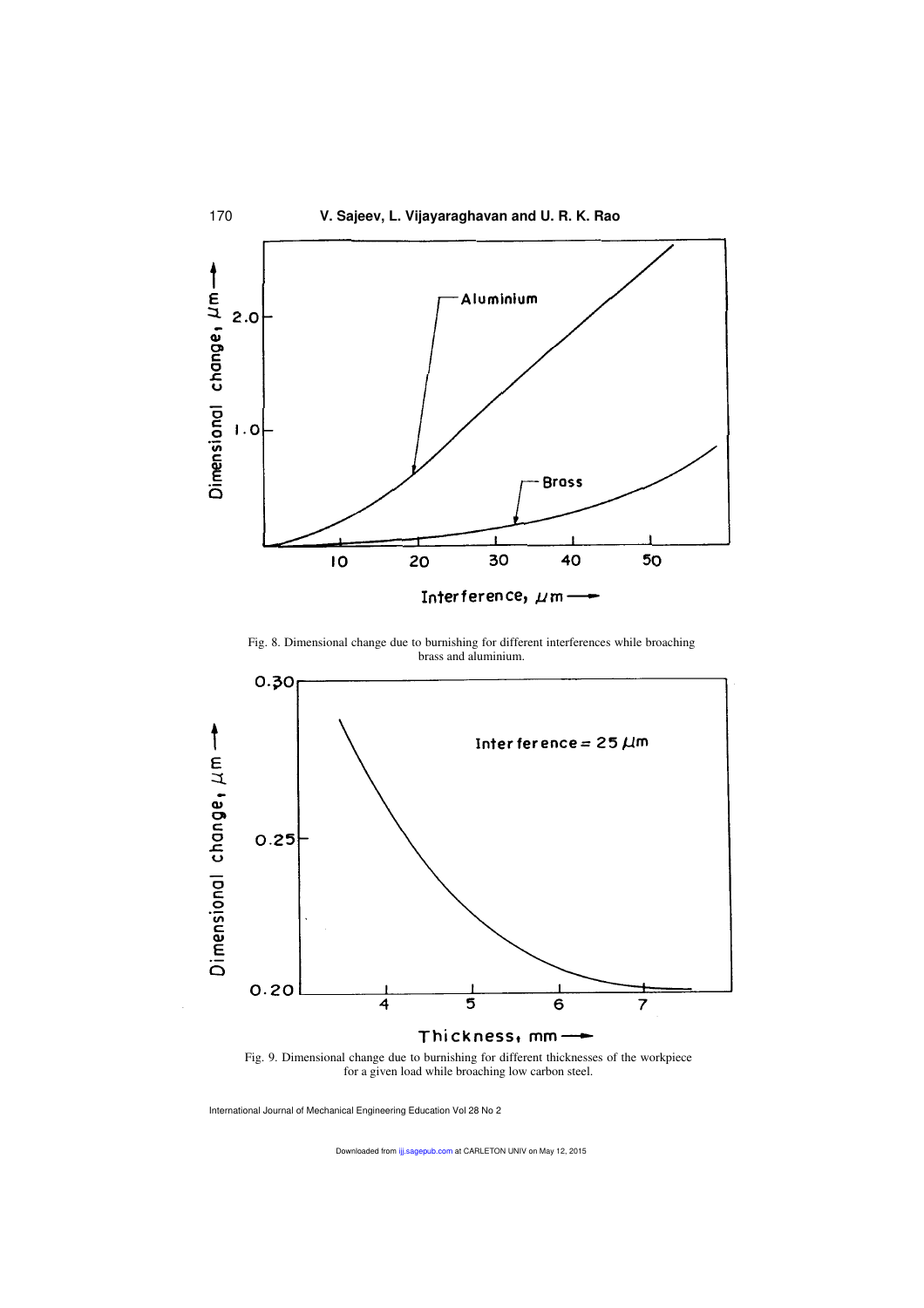Fig. 8. Dimensional change due to burnishing for different interferences while broaching brass and aluminium.

Fig. 9. Dimensional change due to burnishing for different thicknesses of the workpiece for a given load while broaching low carbon steel.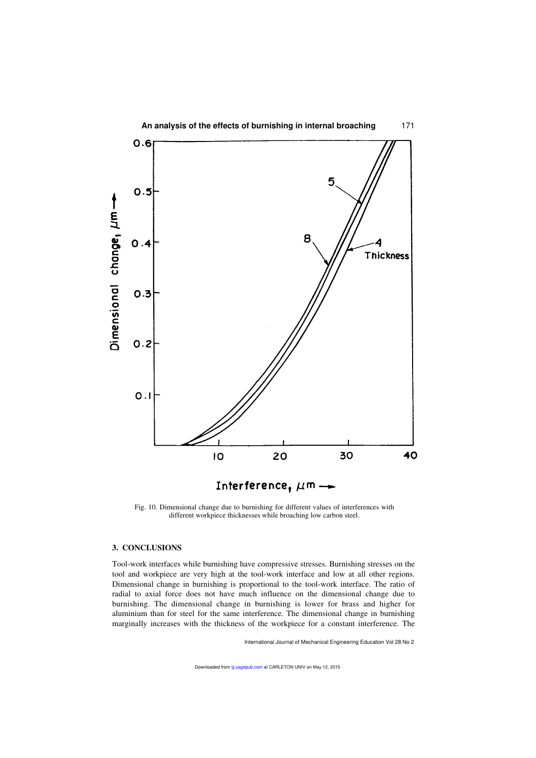Fig. 10. Dimensional change due to burnishing for different values of interferences with different workpiece thicknesses while broaching low carbon steel.

## 3. CONCLUSIONS

Tool-work interfaces while burnishing have compressive stresses. Burnishing stresses on the tool and workpiece are very high at the tool-work interface and low at all other regions. Dimensional change in burnishing is proportional to the tool-work interface. The ratio of radial to axial force does not have much influence on the dimensional change due to burnishing. The dimensional change in burnishing is lower for brass and higher for aluminium than for steel for the same interference. The dimensional change in burnishing marginally increases with the thickness of the workpiece for a constant interference. The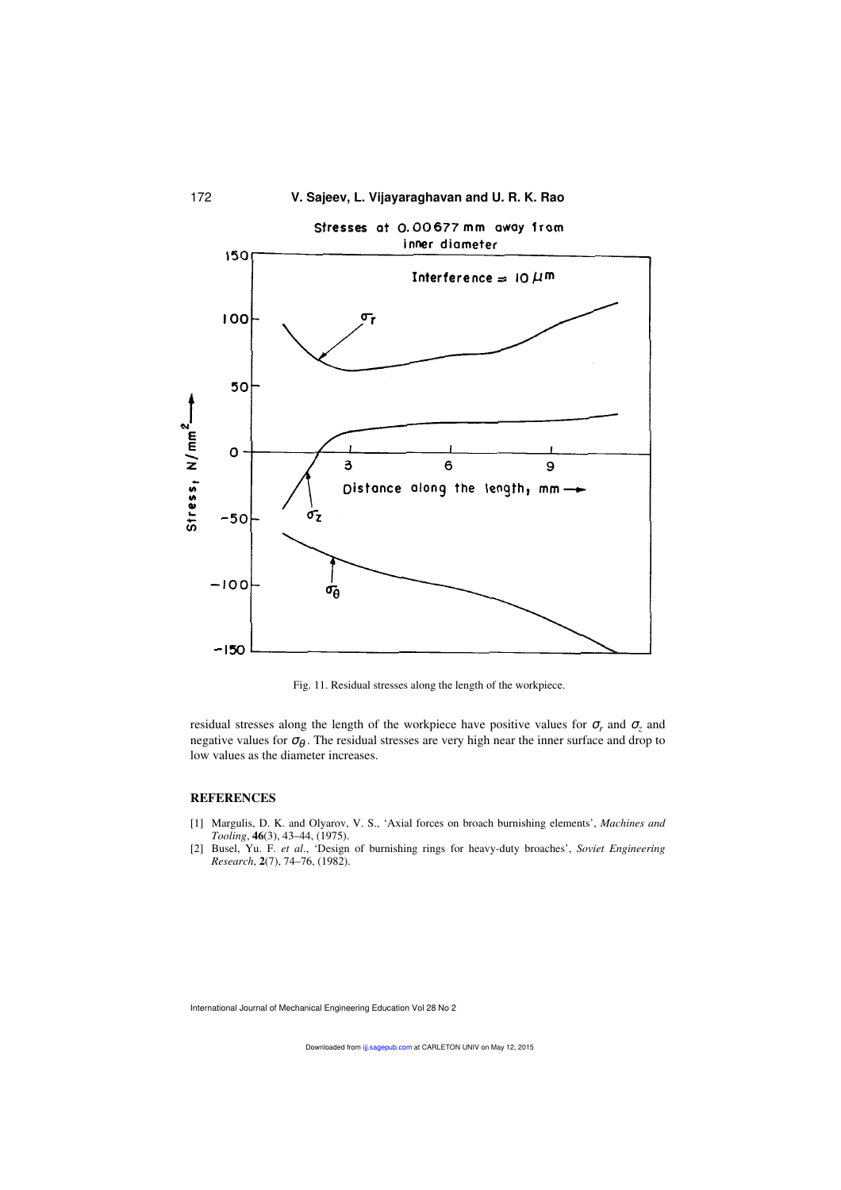Fig. 11. Residual stresses along the length of the workpiece.

residual stresses along the length of the workpiece have positive values for $\sigma_r$ and $\sigma_z$ and negative values for $\sigma_\theta$. The residual stresses are very high near the inner surface and drop to low values as the diameter increases.

## REFERENCES

[1] Margulis, D. K. and Olyarov, V. S., 'Axial forces on broach burnishing elements', *Machines and Tooling*, **46**(3), 43–44, (1975).

[2] Busel, Yu. F. *et al*., 'Design of burnishing rings for heavy-duty broaches', *Soviet Engineering Research*, **2**(7), 74–76, (1982).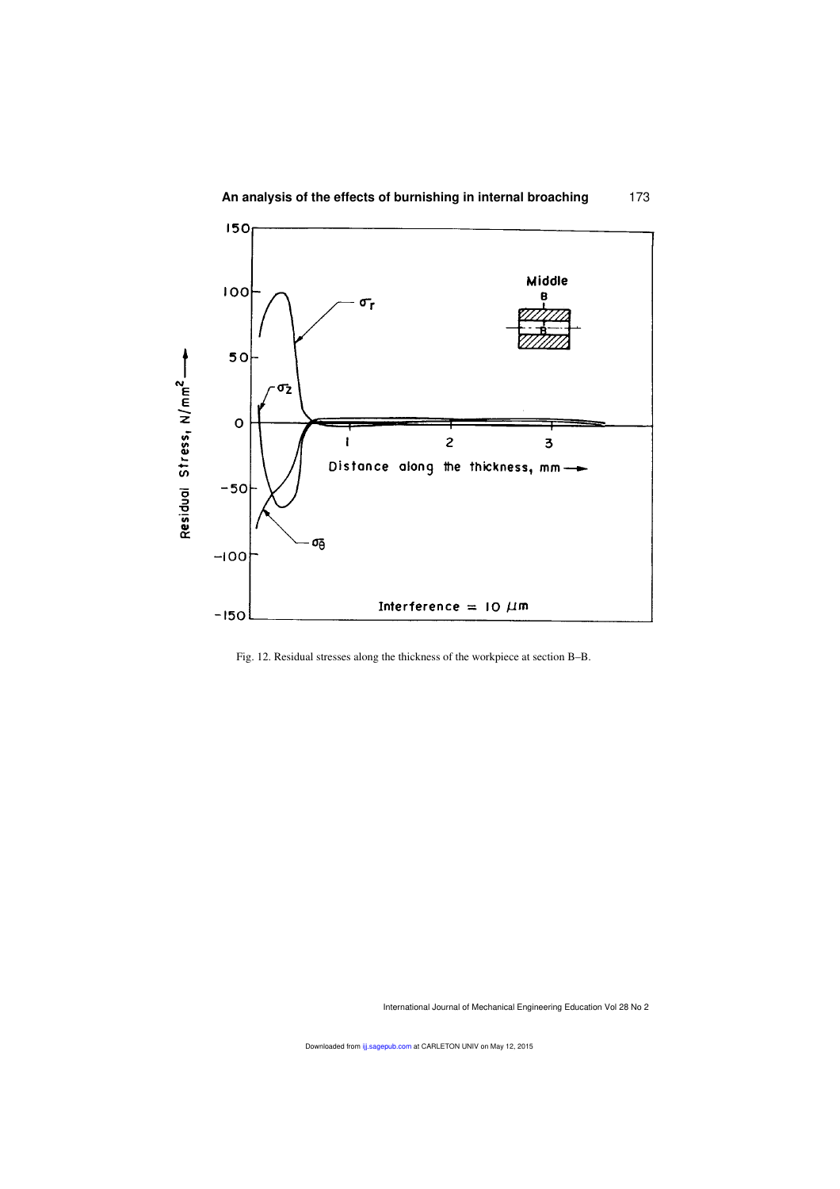150

100

50

0

−50

−100

−150

1

2

3

Residual Stress, N/mm$^2$

Distance along the thickness, mm

$\sigma_r$

$\sigma_z$

$\sigma_\theta$

Middle

B

B

Interference = 10 $\mu$m

Fig. 12. Residual stresses along the thickness of the workpiece at section B–B.